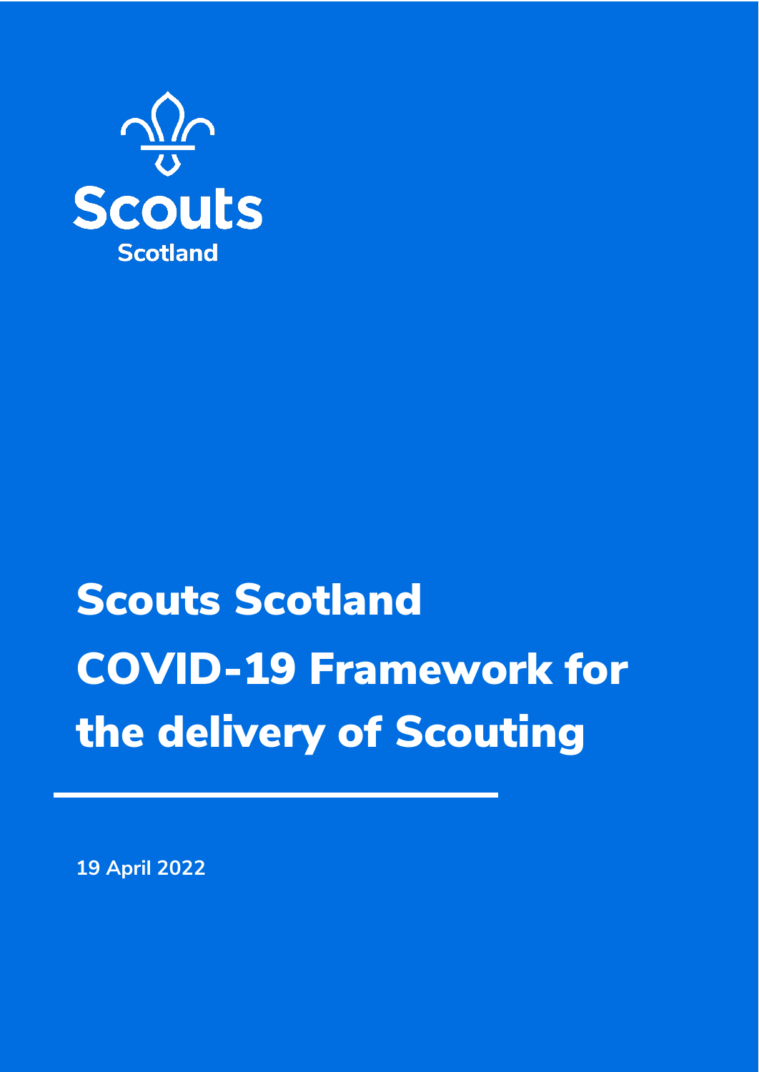Scouts

Scotland

# Scouts Scotland COVID-19 Framework for the delivery of Scouting

**19 April 2022**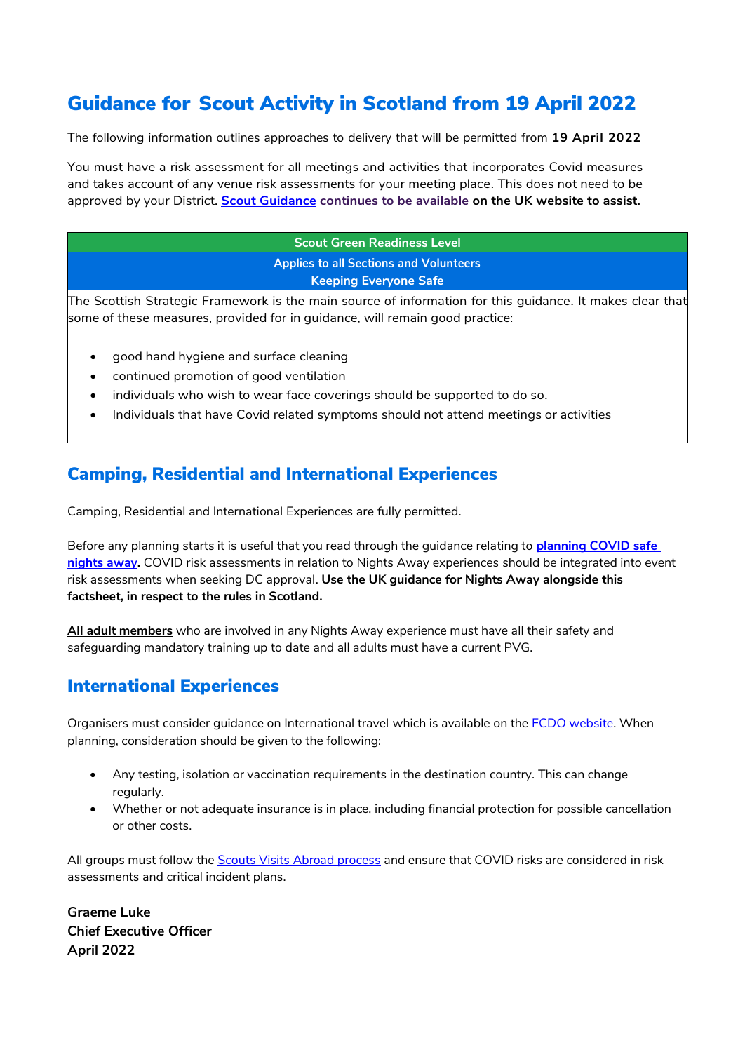# Guidance for Scout Activity in Scotland from 19 April 2022

The following information outlines approaches to delivery that will be permitted from **19 April 2022**

You must have a risk assessment for all meetings and activities that incorporates Covid measures and takes account of any venue risk assessments for your meeting place. This does not need to be approved by your District. **Scout Guidance continues to be available on the UK website to assist.**

| Scout Green Readiness Level |
|---|
| Applies to all Sections and Volunteers<br>Keeping Everyone Safe |
| The Scottish Strategic Framework is the main source of information for this guidance. It makes clear that some of these measures, provided for in guidance, will remain good practice:<br><br>• good hand hygiene and surface cleaning<br>• continued promotion of good ventilation<br>• individuals who wish to wear face coverings should be supported to do so.<br>• Individuals that have Covid related symptoms should not attend meetings or activities |

## Camping, Residential and International Experiences

Camping, Residential and International Experiences are fully permitted.

Before any planning starts it is useful that you read through the guidance relating to **planning COVID safe nights away.** COVID risk assessments in relation to Nights Away experiences should be integrated into event risk assessments when seeking DC approval. **Use the UK guidance for Nights Away alongside this factsheet, in respect to the rules in Scotland.**

**All adult members** who are involved in any Nights Away experience must have all their safety and safeguarding mandatory training up to date and all adults must have a current PVG.

## International Experiences

Organisers must consider guidance on International travel which is available on the FCDO website. When planning, consideration should be given to the following:

- Any testing, isolation or vaccination requirements in the destination country. This can change regularly.
- Whether or not adequate insurance is in place, including financial protection for possible cancellation or other costs.

All groups must follow the Scouts Visits Abroad process and ensure that COVID risks are considered in risk assessments and critical incident plans.

**Graeme Luke**
**Chief Executive Officer**
**April 2022**